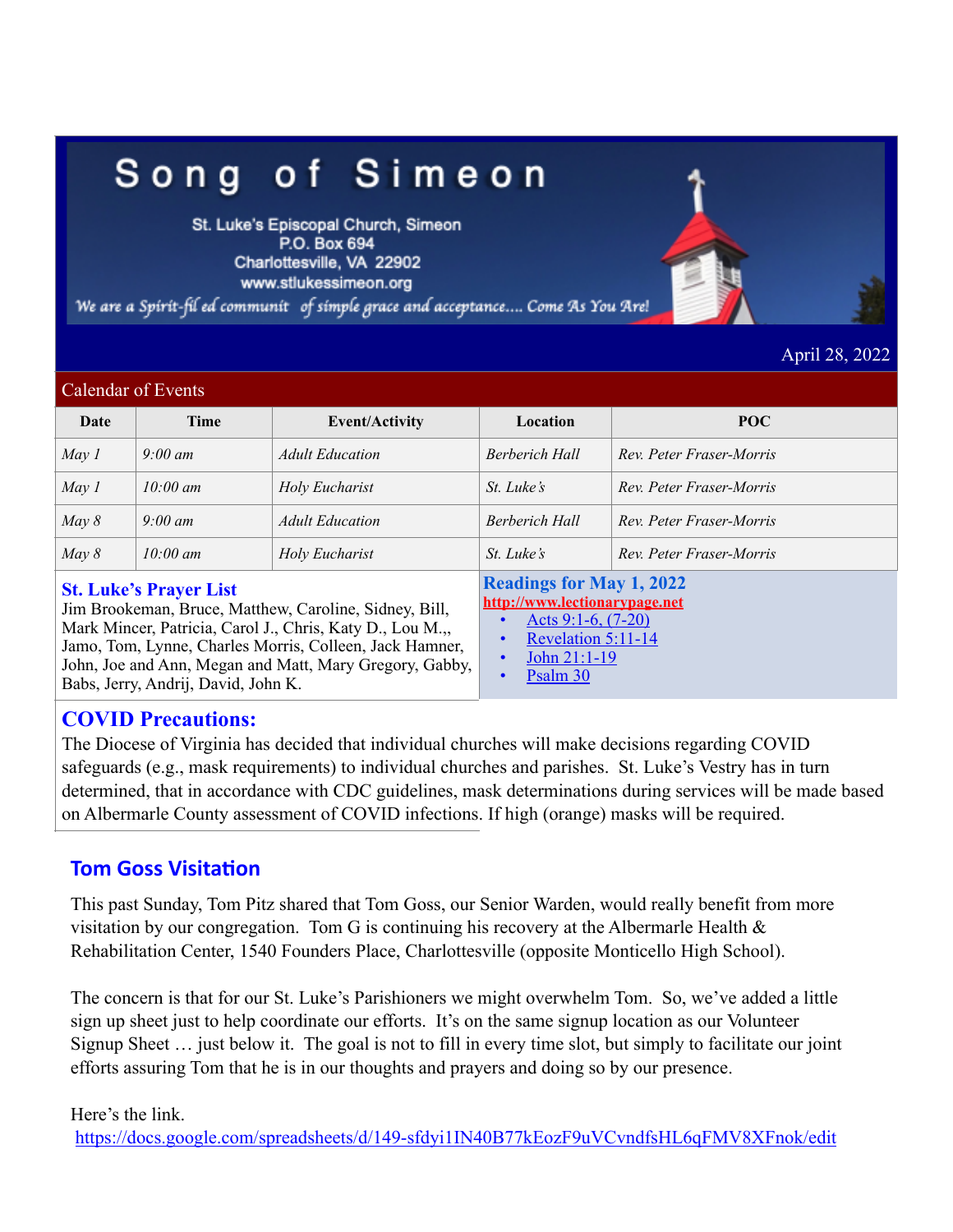# Song of Simeon

St. Luke's Episcopal Church, Simeon
P.O. Box 694
Charlottesville, VA 22902
www.stlukessimeon.org

*We are a Spirit-filled community of simple grace and acceptance.... Come As You Are!*

April 28, 2022

## Calendar of Events

| Date | Time | Event/Activity | Location | POC |
|---|---|---|---|---|
| *May 1* | *9:00 am* | *Adult Education* | *Berberich Hall* | *Rev. Peter Fraser-Morris* |
| *May 1* | *10:00 am* | *Holy Eucharist* | *St. Luke's* | *Rev. Peter Fraser-Morris* |
| *May 8* | *9:00 am* | *Adult Education* | *Berberich Hall* | *Rev. Peter Fraser-Morris* |
| *May 8* | *10:00 am* | *Holy Eucharist* | *St. Luke's* | *Rev. Peter Fraser-Morris* |

### St. Luke's Prayer List

Jim Brookeman, Bruce, Matthew, Caroline, Sidney, Bill, Mark Mincer, Patricia, Carol J., Chris, Katy D., Lou M.,, Jamo, Tom, Lynne, Charles Morris, Colleen, Jack Hamner, John, Joe and Ann, Megan and Matt, Mary Gregory, Gabby, Babs, Jerry, Andrij, David, John K.

### Readings for May 1, 2022

http://www.lectionarypage.net

- Acts 9:1-6, (7-20)
- Revelation 5:11-14
- John 21:1-19
- Psalm 30

### COVID Precautions:

The Diocese of Virginia has decided that individual churches will make decisions regarding COVID safeguards (e.g., mask requirements) to individual churches and parishes. St. Luke's Vestry has in turn determined, that in accordance with CDC guidelines, mask determinations during services will be made based on Albermarle County assessment of COVID infections. If high (orange) masks will be required.

### Tom Goss Visitation

This past Sunday, Tom Pitz shared that Tom Goss, our Senior Warden, would really benefit from more visitation by our congregation. Tom G is continuing his recovery at the Albermarle Health & Rehabilitation Center, 1540 Founders Place, Charlottesville (opposite Monticello High School).

The concern is that for our St. Luke's Parishioners we might overwhelm Tom. So, we've added a little sign up sheet just to help coordinate our efforts. It's on the same signup location as our Volunteer Signup Sheet … just below it. The goal is not to fill in every time slot, but simply to facilitate our joint efforts assuring Tom that he is in our thoughts and prayers and doing so by our presence.

Here's the link.
https://docs.google.com/spreadsheets/d/149-sfdyi1IN40B77kEozF9uVCvndfsHL6qFMV8XFnok/edit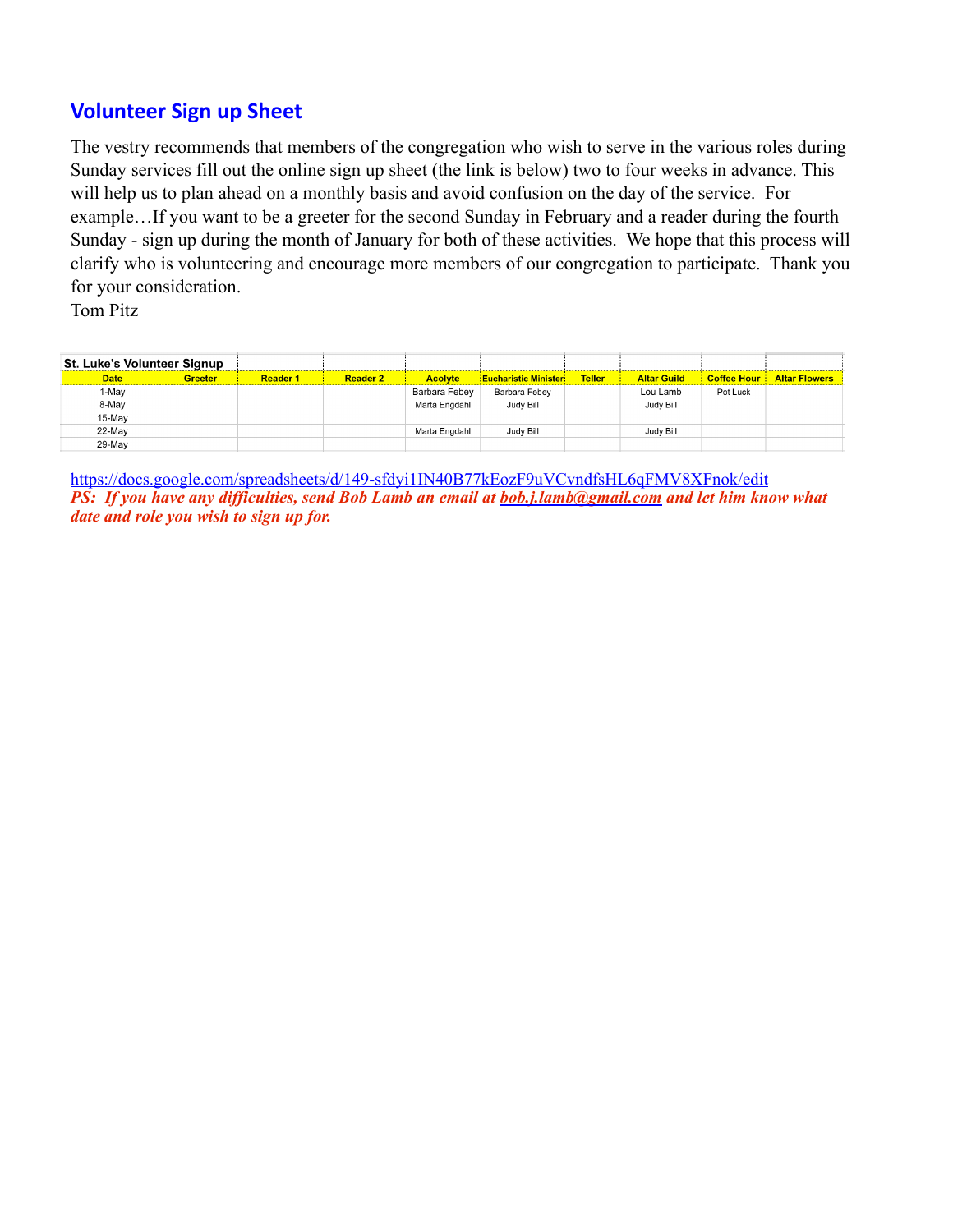## Volunteer Sign up Sheet

The vestry recommends that members of the congregation who wish to serve in the various roles during Sunday services fill out the online sign up sheet (the link is below) two to four weeks in advance. This will help us to plan ahead on a monthly basis and avoid confusion on the day of the service. For example…If you want to be a greeter for the second Sunday in February and a reader during the fourth Sunday - sign up during the month of January for both of these activities. We hope that this process will clarify who is volunteering and encourage more members of our congregation to participate. Thank you for your consideration.

Tom Pitz

**St. Luke's Volunteer Signup**

| Date | Greeter | Reader 1 | Reader 2 | Acolyte | Eucharistic Minister | Teller | Altar Guild | Coffee Hour | Altar Flowers |
|---|---|---|---|---|---|---|---|---|---|
| 1-May | | | | Barbara Febey | Barbara Febey | | Lou Lamb | Pot Luck | |
| 8-May | | | | Marta Engdahl | Judy Bill | | Judy Bill | | |
| 15-May | | | | | | | | | |
| 22-May | | | | Marta Engdahl | Judy Bill | | Judy Bill | | |
| 29-May | | | | | | | | | |

https://docs.google.com/spreadsheets/d/149-sfdyi1IN40B77kEozF9uVCvndfsHL6qFMV8XFnok/edit

***PS: If you have any difficulties, send Bob Lamb an email at bob.j.lamb@gmail.com and let him know what date and role you wish to sign up for.***